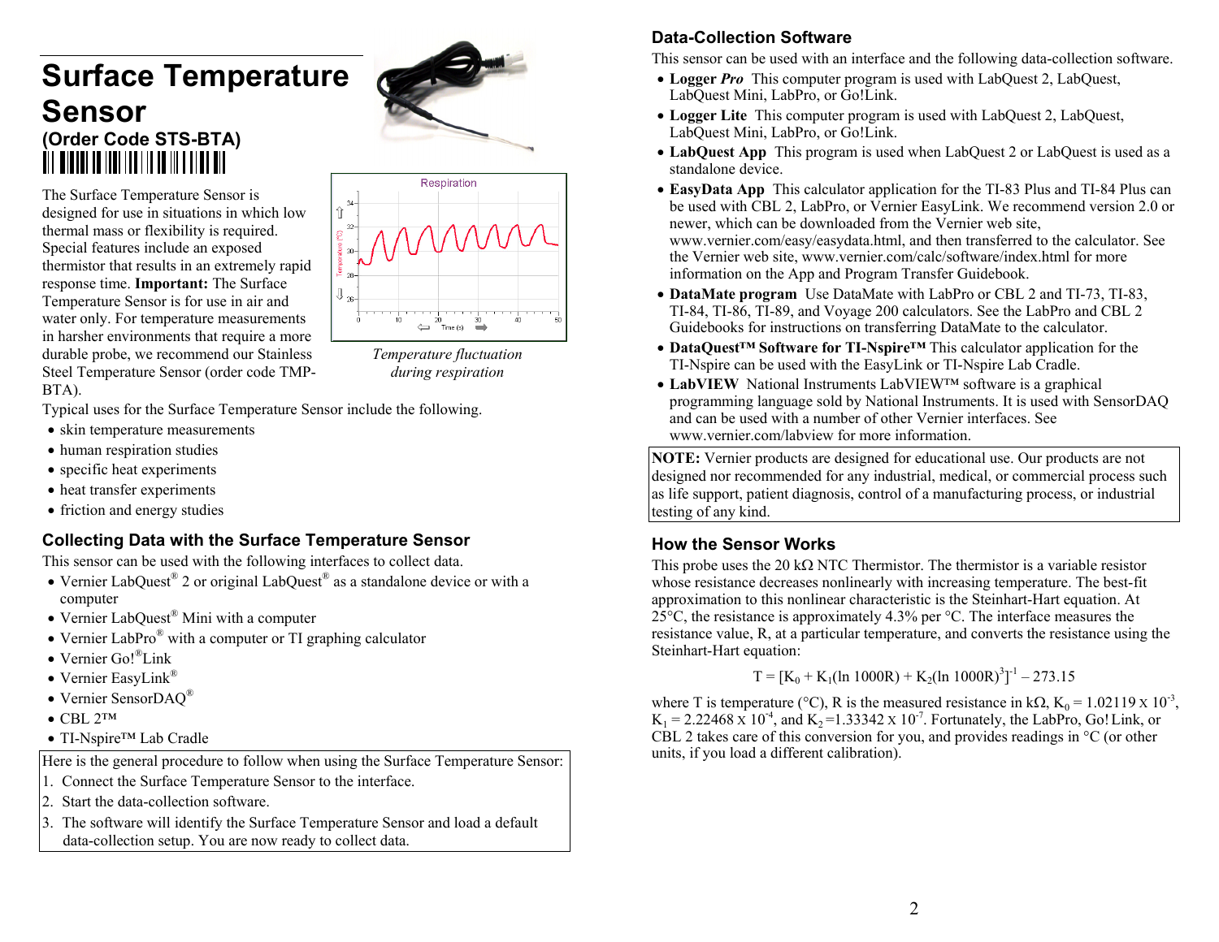# Surface Temperature Sensor

## (Order Code STS-BTA)

The Surface Temperature Sensor is designed for use in situations in which low thermal mass or flexibility is required. Special features include an exposed thermistor that results in an extremely rapid response time. **Important:** The Surface Temperature Sensor is for use in air and water only. For temperature measurements in harsher environments that require a more durable probe, we recommend our Stainless Steel Temperature Sensor (order code TMP-BTA).

*Temperature fluctuation during respiration*

Typical uses for the Surface Temperature Sensor include the following.

- skin temperature measurements
- human respiration studies
- specific heat experiments
- heat transfer experiments
- friction and energy studies

## Collecting Data with the Surface Temperature Sensor

This sensor can be used with the following interfaces to collect data.

- Vernier LabQuest® 2 or original LabQuest® as a standalone device or with a computer
- Vernier LabQuest® Mini with a computer
- Vernier LabPro® with a computer or TI graphing calculator
- Vernier Go!®Link
- Vernier EasyLink®
- Vernier SensorDAQ®
- CBL 2™
- TI-Nspire™ Lab Cradle

Here is the general procedure to follow when using the Surface Temperature Sensor:

1. Connect the Surface Temperature Sensor to the interface.
2. Start the data-collection software.
3. The software will identify the Surface Temperature Sensor and load a default data-collection setup. You are now ready to collect data.

## Data-Collection Software

This sensor can be used with an interface and the following data-collection software.

- **Logger *Pro*** This computer program is used with LabQuest 2, LabQuest, LabQuest Mini, LabPro, or Go!Link.
- **Logger Lite** This computer program is used with LabQuest 2, LabQuest, LabQuest Mini, LabPro, or Go!Link.
- **LabQuest App** This program is used when LabQuest 2 or LabQuest is used as a standalone device.
- **EasyData App** This calculator application for the TI-83 Plus and TI-84 Plus can be used with CBL 2, LabPro, or Vernier EasyLink. We recommend version 2.0 or newer, which can be downloaded from the Vernier web site, www.vernier.com/easy/easydata.html, and then transferred to the calculator. See the Vernier web site, www.vernier.com/calc/software/index.html for more information on the App and Program Transfer Guidebook.
- **DataMate program** Use DataMate with LabPro or CBL 2 and TI-73, TI-83, TI-84, TI-86, TI-89, and Voyage 200 calculators. See the LabPro and CBL 2 Guidebooks for instructions on transferring DataMate to the calculator.
- **DataQuest™ Software for TI-Nspire™** This calculator application for the TI-Nspire can be used with the EasyLink or TI-Nspire Lab Cradle.
- **LabVIEW** National Instruments LabVIEW™ software is a graphical programming language sold by National Instruments. It is used with SensorDAQ and can be used with a number of other Vernier interfaces. See www.vernier.com/labview for more information.

**NOTE:** Vernier products are designed for educational use. Our products are not designed nor recommended for any industrial, medical, or commercial process such as life support, patient diagnosis, control of a manufacturing process, or industrial testing of any kind.

## How the Sensor Works

This probe uses the 20 kΩ NTC Thermistor. The thermistor is a variable resistor whose resistance decreases nonlinearly with increasing temperature. The best-fit approximation to this nonlinear characteristic is the Steinhart-Hart equation. At 25°C, the resistance is approximately 4.3% per °C. The interface measures the resistance value, R, at a particular temperature, and converts the resistance using the Steinhart-Hart equation:

$$T = [K_0 + K_1(\ln 1000R) + K_2(\ln 1000R)^3]^{-1} - 273.15$$

where T is temperature (°C), R is the measured resistance in kΩ, $K_0 = 1.02119 \times 10^{-3}$, $K_1 = 2.22468 \times 10^{-4}$, and $K_2 = 1.33342 \times 10^{-7}$. Fortunately, the LabPro, Go! Link, or CBL 2 takes care of this conversion for you, and provides readings in °C (or other units, if you load a different calibration).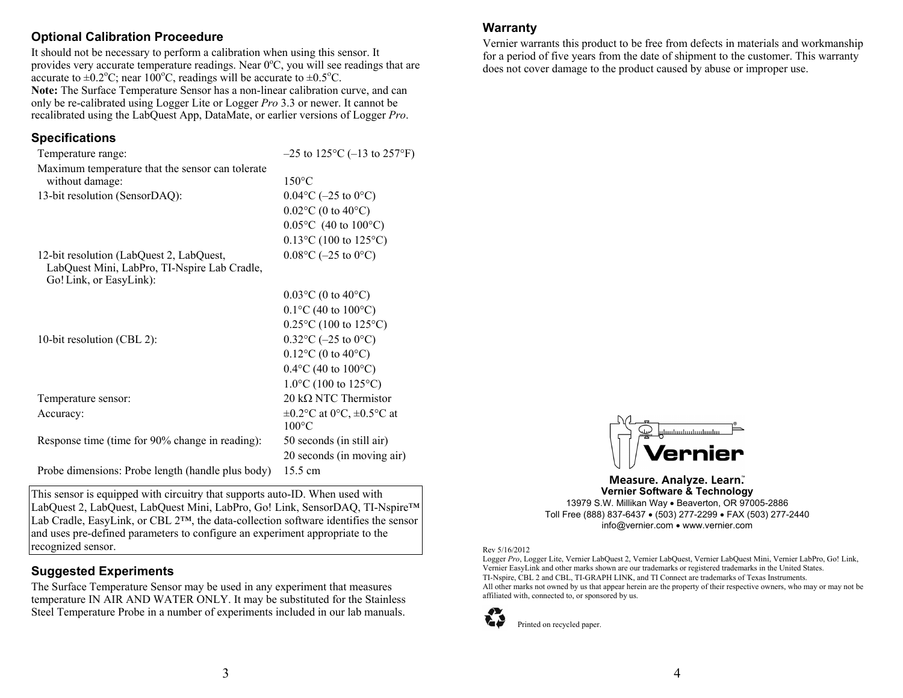## Optional Calibration Proceedure

It should not be necessary to perform a calibration when using this sensor. It provides very accurate temperature readings. Near 0°C, you will see readings that are accurate to ±0.2°C; near 100°C, readings will be accurate to ±0.5°C.

**Note:** The Surface Temperature Sensor has a non-linear calibration curve, and can only be re-calibrated using Logger Lite or Logger *Pro* 3.3 or newer. It cannot be recalibrated using the LabQuest App, DataMate, or earlier versions of Logger *Pro*.

## Specifications

| | |
|---|---|
| Temperature range: | –25 to 125°C (–13 to 257°F) |
| Maximum temperature that the sensor can tolerate without damage: | 150°C |
| 13-bit resolution (SensorDAQ): | 0.04°C (–25 to 0°C) |
| | 0.02°C (0 to 40°C) |
| | 0.05°C (40 to 100°C) |
| | 0.13°C (100 to 125°C) |
| 12-bit resolution (LabQuest 2, LabQuest, LabQuest Mini, LabPro, TI-Nspire Lab Cradle, Go! Link, or EasyLink): | 0.08°C (–25 to 0°C) |
| | 0.03°C (0 to 40°C) |
| | 0.1°C (40 to 100°C) |
| | 0.25°C (100 to 125°C) |
| 10-bit resolution (CBL 2): | 0.32°C (–25 to 0°C) |
| | 0.12°C (0 to 40°C) |
| | 0.4°C (40 to 100°C) |
| | 1.0°C (100 to 125°C) |
| Temperature sensor: | 20 kΩ NTC Thermistor |
| Accuracy: | ±0.2°C at 0°C, ±0.5°C at 100°C |
| Response time (time for 90% change in reading): | 50 seconds (in still air) |
| | 20 seconds (in moving air) |
| Probe dimensions: Probe length (handle plus body) | 15.5 cm |

This sensor is equipped with circuitry that supports auto-ID. When used with LabQuest 2, LabQuest, LabQuest Mini, LabPro, Go! Link, SensorDAQ, TI-Nspire™ Lab Cradle, EasyLink, or CBL 2™, the data-collection software identifies the sensor and uses pre-defined parameters to configure an experiment appropriate to the recognized sensor.

## Suggested Experiments

The Surface Temperature Sensor may be used in any experiment that measures temperature IN AIR AND WATER ONLY. It may be substituted for the Stainless Steel Temperature Probe in a number of experiments included in our lab manuals.

## Warranty

Vernier warrants this product to be free from defects in materials and workmanship for a period of five years from the date of shipment to the customer. This warranty does not cover damage to the product caused by abuse or improper use.

Vernier

Measure. Analyze. Learn.™

**Vernier Software & Technology**

13979 S.W. Millikan Way • Beaverton, OR 97005-2886

Toll Free (888) 837-6437 • (503) 277-2299 • FAX (503) 277-2440

info@vernier.com • www.vernier.com

Rev 5/16/2012

Logger *Pro*, Logger Lite, Vernier LabQuest 2, Vernier LabQuest, Vernier LabQuest Mini, Vernier LabPro, Go! Link, Vernier EasyLink and other marks shown are our trademarks or registered trademarks in the United States.

TI-Nspire, CBL 2 and CBL, TI-GRAPH LINK, and TI Connect are trademarks of Texas Instruments.

All other marks not owned by us that appear herein are the property of their respective owners, who may or may not be affiliated with, connected to, or sponsored by us.

Printed on recycled paper.